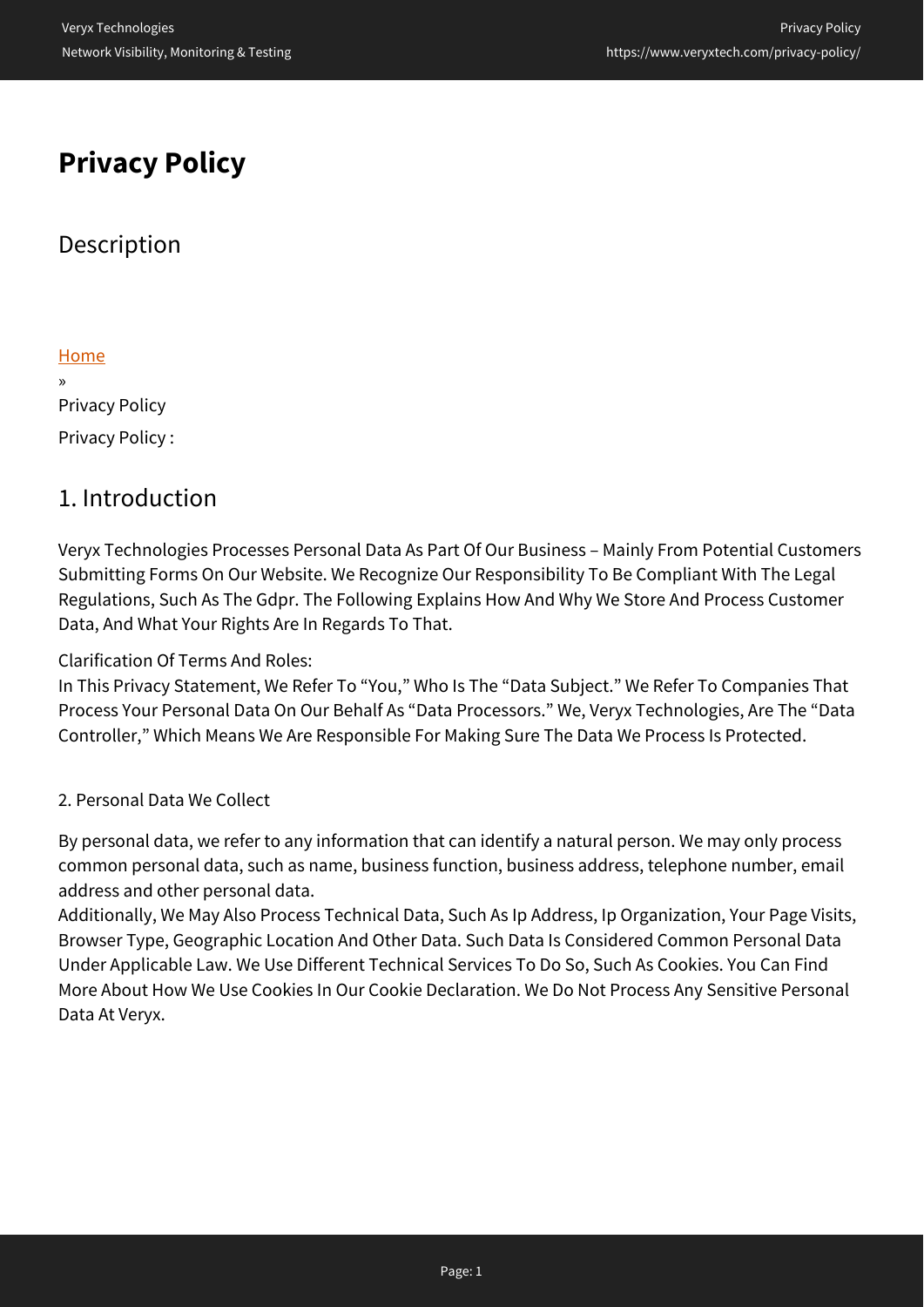# Privacy Policy

## Description

[Home](#)

»

Privacy Policy

Privacy Policy :

## 1. Introduction

Veryx Technologies Processes Personal Data As Part Of Our Business – Mainly From Potential Customers Submitting Forms On Our Website. We Recognize Our Responsibility To Be Compliant With The Legal Regulations, Such As The Gdpr. The Following Explains How And Why We Store And Process Customer Data, And What Your Rights Are In Regards To That.

Clarification Of Terms And Roles:
In This Privacy Statement, We Refer To "You," Who Is The "Data Subject." We Refer To Companies That Process Your Personal Data On Our Behalf As "Data Processors." We, Veryx Technologies, Are The "Data Controller," Which Means We Are Responsible For Making Sure The Data We Process Is Protected.

2. Personal Data We Collect

By personal data, we refer to any information that can identify a natural person. We may only process common personal data, such as name, business function, business address, telephone number, email address and other personal data.
Additionally, We May Also Process Technical Data, Such As Ip Address, Ip Organization, Your Page Visits, Browser Type, Geographic Location And Other Data. Such Data Is Considered Common Personal Data Under Applicable Law. We Use Different Technical Services To Do So, Such As Cookies. You Can Find More About How We Use Cookies In Our Cookie Declaration. We Do Not Process Any Sensitive Personal Data At Veryx.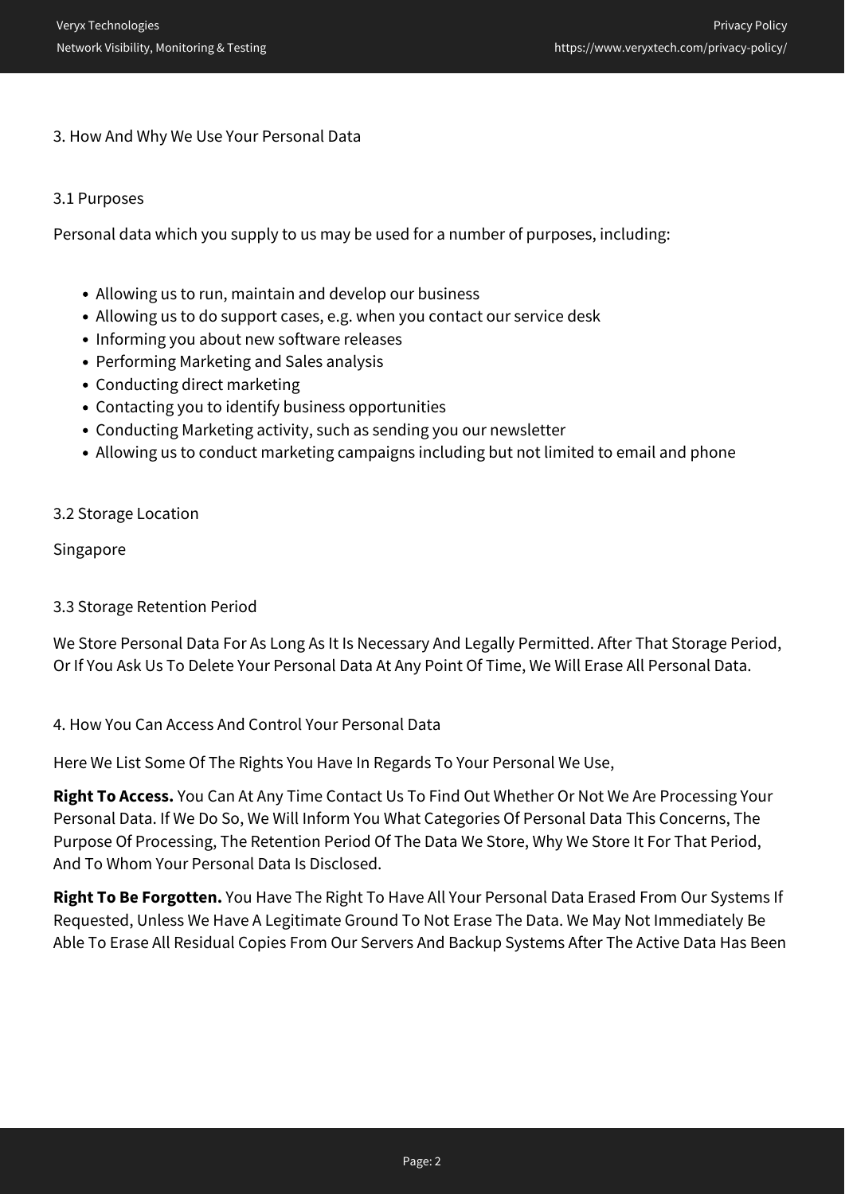## 3. How And Why We Use Your Personal Data

### 3.1 Purposes

Personal data which you supply to us may be used for a number of purposes, including:

- Allowing us to run, maintain and develop our business
- Allowing us to do support cases, e.g. when you contact our service desk
- Informing you about new software releases
- Performing Marketing and Sales analysis
- Conducting direct marketing
- Contacting you to identify business opportunities
- Conducting Marketing activity, such as sending you our newsletter
- Allowing us to conduct marketing campaigns including but not limited to email and phone

### 3.2 Storage Location

Singapore

### 3.3 Storage Retention Period

We Store Personal Data For As Long As It Is Necessary And Legally Permitted. After That Storage Period, Or If You Ask Us To Delete Your Personal Data At Any Point Of Time, We Will Erase All Personal Data.

## 4. How You Can Access And Control Your Personal Data

Here We List Some Of The Rights You Have In Regards To Your Personal We Use,

**Right To Access.** You Can At Any Time Contact Us To Find Out Whether Or Not We Are Processing Your Personal Data. If We Do So, We Will Inform You What Categories Of Personal Data This Concerns, The Purpose Of Processing, The Retention Period Of The Data We Store, Why We Store It For That Period, And To Whom Your Personal Data Is Disclosed.

**Right To Be Forgotten.** You Have The Right To Have All Your Personal Data Erased From Our Systems If Requested, Unless We Have A Legitimate Ground To Not Erase The Data. We May Not Immediately Be Able To Erase All Residual Copies From Our Servers And Backup Systems After The Active Data Has Been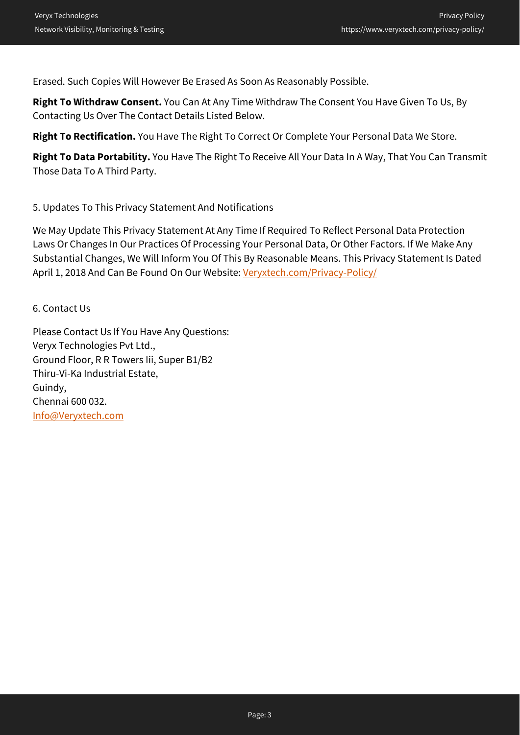Erased. Such Copies Will However Be Erased As Soon As Reasonably Possible.

**Right To Withdraw Consent.** You Can At Any Time Withdraw The Consent You Have Given To Us, By Contacting Us Over The Contact Details Listed Below.

**Right To Rectification.** You Have The Right To Correct Or Complete Your Personal Data We Store.

**Right To Data Portability.** You Have The Right To Receive All Your Data In A Way, That You Can Transmit Those Data To A Third Party.

5. Updates To This Privacy Statement And Notifications

We May Update This Privacy Statement At Any Time If Required To Reflect Personal Data Protection Laws Or Changes In Our Practices Of Processing Your Personal Data, Or Other Factors. If We Make Any Substantial Changes, We Will Inform You Of This By Reasonable Means. This Privacy Statement Is Dated April 1, 2018 And Can Be Found On Our Website: [Veryxtech.com/Privacy-Policy/](https://www.veryxtech.com/privacy-policy/)

6. Contact Us

Please Contact Us If You Have Any Questions:
Veryx Technologies Pvt Ltd.,
Ground Floor, R R Towers Iii, Super B1/B2
Thiru-Vi-Ka Industrial Estate,
Guindy,
Chennai 600 032.
[Info@Veryxtech.com](mailto:Info@Veryxtech.com)